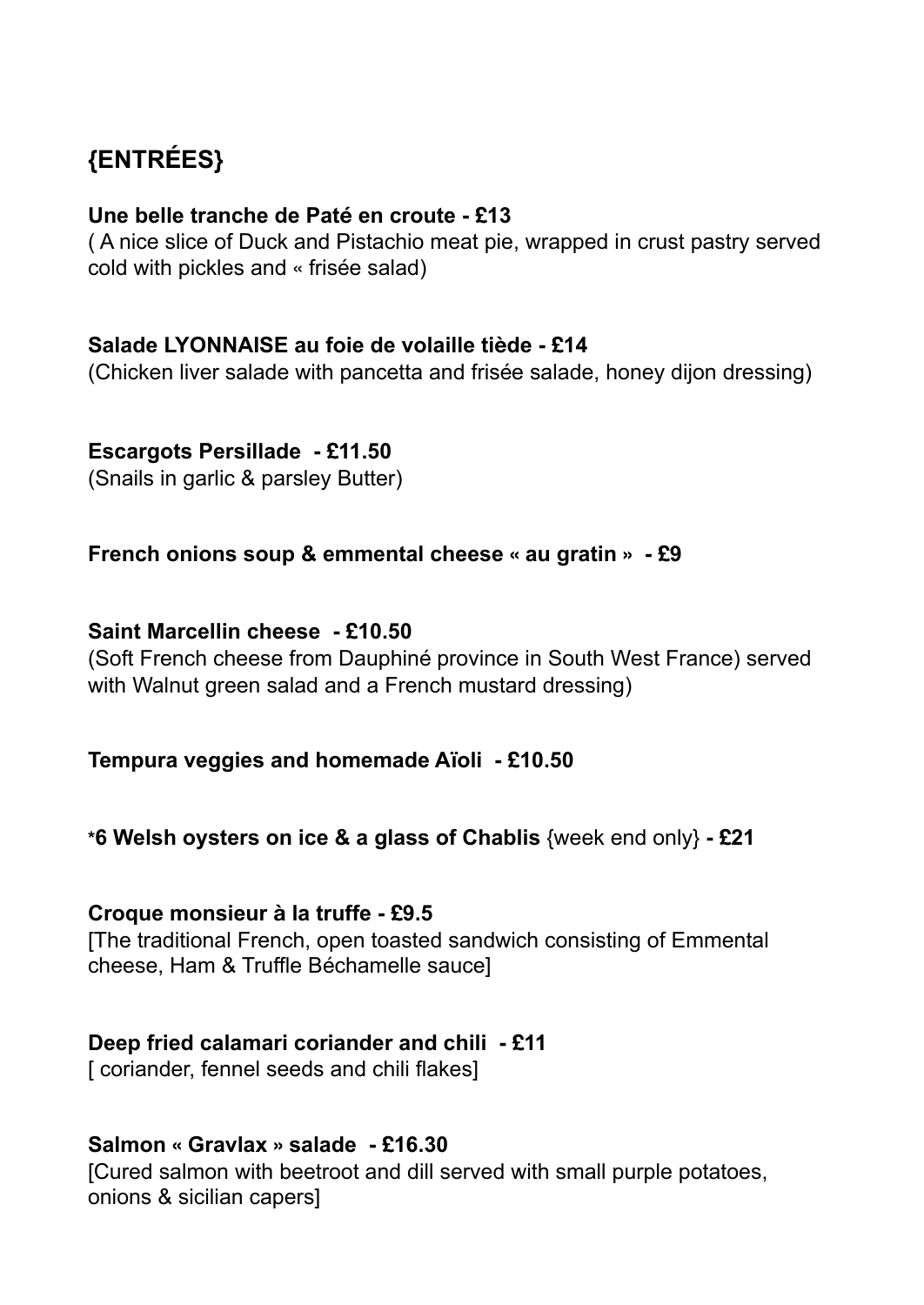# {ENTRÉES}

**Une belle tranche de Paté en croute - £13**
( A nice slice of Duck and Pistachio meat pie, wrapped in crust pastry served cold with pickles and « frisée salad)

**Salade LYONNAISE au foie de volaille tiède - £14**
(Chicken liver salade with pancetta and frisée salade, honey dijon dressing)

**Escargots Persillade - £11.50**
(Snails in garlic & parsley Butter)

**French onions soup & emmental cheese « au gratin » - £9**

**Saint Marcellin cheese - £10.50**
(Soft French cheese from Dauphiné province in South West France) served with Walnut green salad and a French mustard dressing)

**Tempura veggies and homemade Aïoli - £10.50**

**\*6 Welsh oysters on ice & a glass of Chablis** {week end only} **- £21**

**Croque monsieur à la truffe - £9.5**
[The traditional French, open toasted sandwich consisting of Emmental cheese, Ham & Truffle Béchamelle sauce]

**Deep fried calamari coriander and chili - £11**
[ coriander, fennel seeds and chili flakes]

**Salmon « Gravlax » salade - £16.30**
[Cured salmon with beetroot and dill served with small purple potatoes, onions & sicilian capers]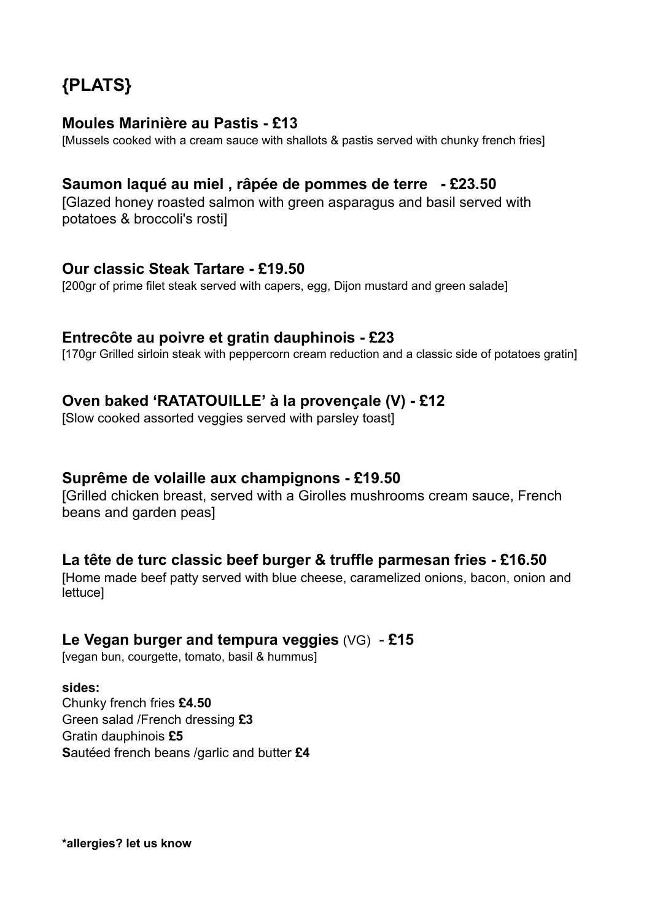# {PLATS}

**Moules Marinière au Pastis - £13**
[Mussels cooked with a cream sauce with shallots & pastis served with chunky french fries]

**Saumon laqué au miel , râpée de pommes de terre - £23.50**
[Glazed honey roasted salmon with green asparagus and basil served with potatoes & broccoli's rosti]

**Our classic Steak Tartare - £19.50**
[200gr of prime filet steak served with capers, egg, Dijon mustard and green salade]

**Entrecôte au poivre et gratin dauphinois - £23**
[170gr Grilled sirloin steak with peppercorn cream reduction and a classic side of potatoes gratin]

**Oven baked 'RATATOUILLE' à la provençale (V) - £12**
[Slow cooked assorted veggies served with parsley toast]

**Suprême de volaille aux champignons - £19.50**
[Grilled chicken breast, served with a Girolles mushrooms cream sauce, French beans and garden peas]

**La tête de turc classic beef burger & truffle parmesan fries - £16.50**
[Home made beef patty served with blue cheese, caramelized onions, bacon, onion and lettuce]

**Le Vegan burger and tempura veggies** (VG) - **£15**
[vegan bun, courgette, tomato, basil & hummus]

**sides:**
Chunky french fries **£4.50**
Green salad /French dressing **£3**
Gratin dauphinois **£5**
**S**autéed french beans /garlic and butter **£4**

**\*allergies? let us know**